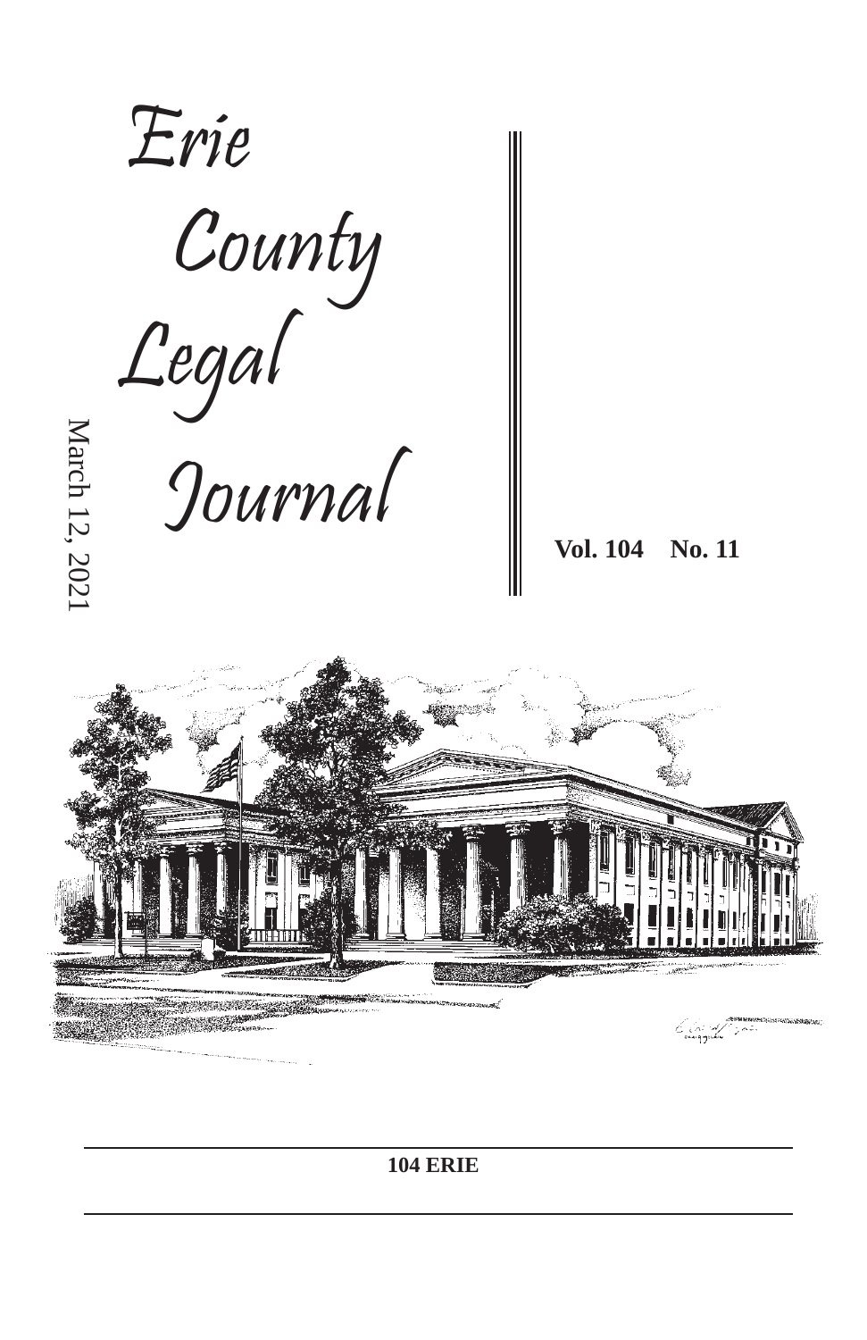# Erie County Legal Journal

March 12, 2021

**Vol. 104 No. 11**

**104 ERIE**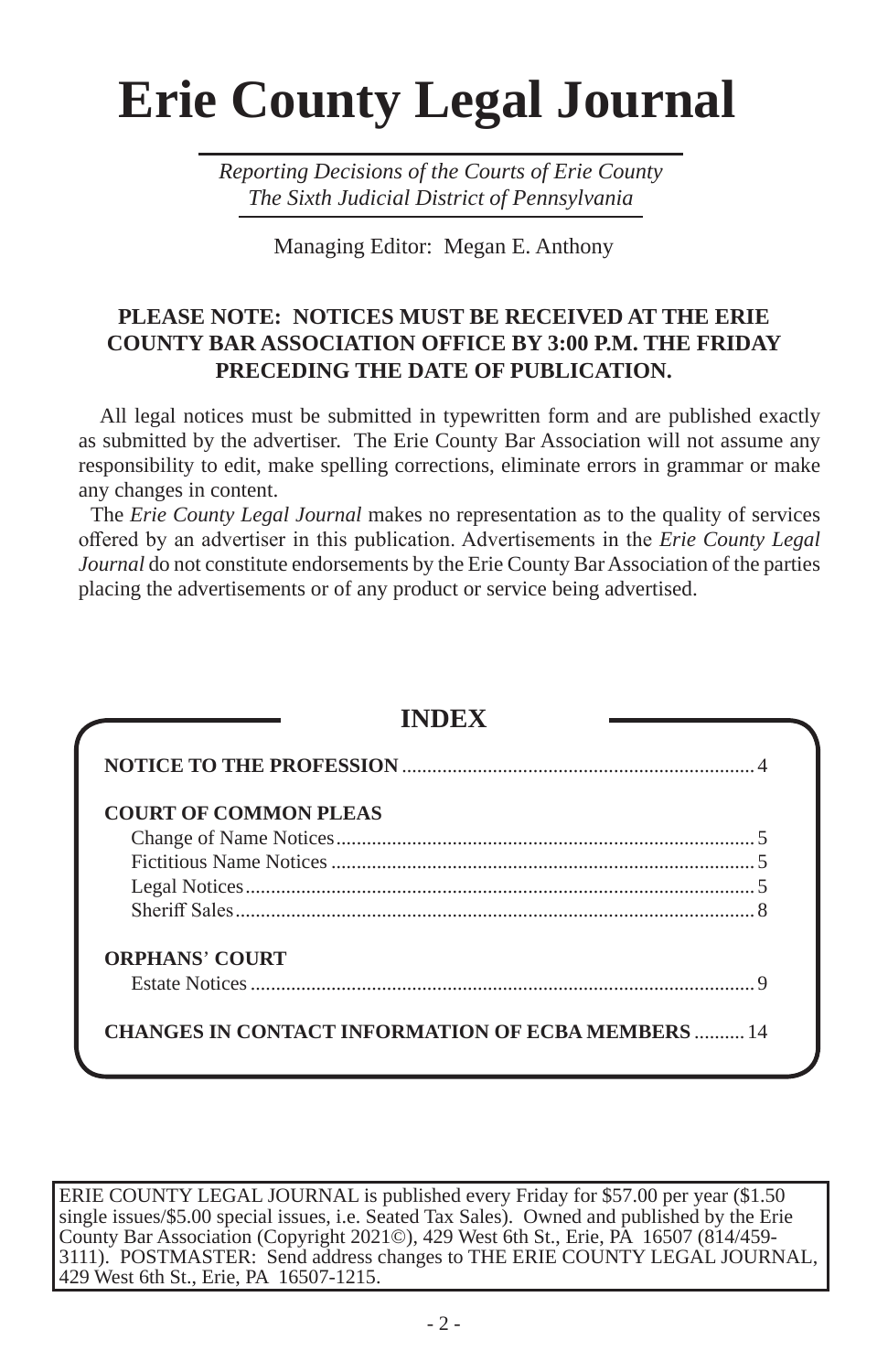# Erie County Legal Journal

*Reporting Decisions of the Courts of Erie County*
*The Sixth Judicial District of Pennsylvania*

Managing Editor: Megan E. Anthony

**PLEASE NOTE: NOTICES MUST BE RECEIVED AT THE ERIE COUNTY BAR ASSOCIATION OFFICE BY 3:00 P.M. THE FRIDAY PRECEDING THE DATE OF PUBLICATION.**

All legal notices must be submitted in typewritten form and are published exactly as submitted by the advertiser. The Erie County Bar Association will not assume any responsibility to edit, make spelling corrections, eliminate errors in grammar or make any changes in content.

The *Erie County Legal Journal* makes no representation as to the quality of services offered by an advertiser in this publication. Advertisements in the *Erie County Legal Journal* do not constitute endorsements by the Erie County Bar Association of the parties placing the advertisements or of any product or service being advertised.

## INDEX

**NOTICE TO THE PROFESSION** .......... 4

**COURT OF COMMON PLEAS**
- Change of Name Notices .......... 5
- Fictitious Name Notices .......... 5
- Legal Notices .......... 5
- Sheriff Sales .......... 8

**ORPHANS' COURT**
- Estate Notices .......... 9

**CHANGES IN CONTACT INFORMATION OF ECBA MEMBERS** .......... 14

ERIE COUNTY LEGAL JOURNAL is published every Friday for $57.00 per year ($1.50 single issues/$5.00 special issues, i.e. Seated Tax Sales). Owned and published by the Erie County Bar Association (Copyright 2021©), 429 West 6th St., Erie, PA 16507 (814/459-3111). POSTMASTER: Send address changes to THE ERIE COUNTY LEGAL JOURNAL, 429 West 6th St., Erie, PA 16507-1215.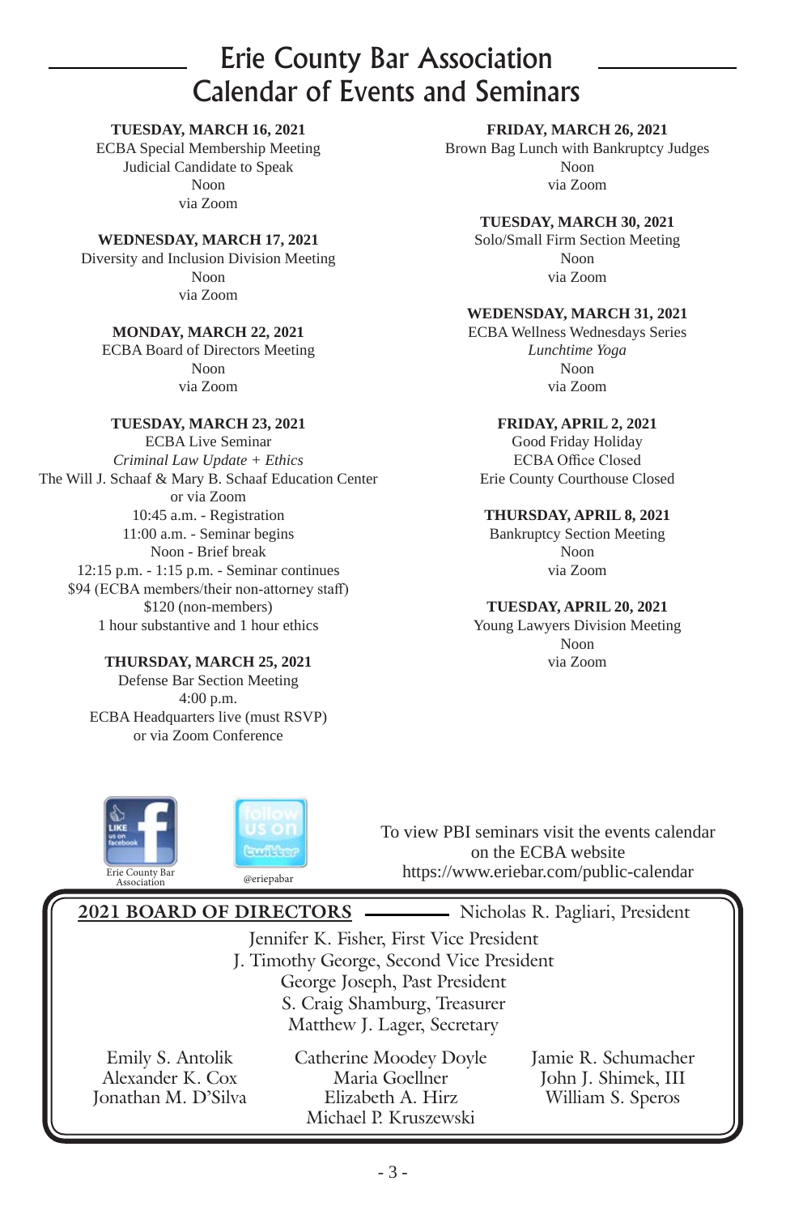# Erie County Bar Association Calendar of Events and Seminars

**TUESDAY, MARCH 16, 2021**
ECBA Special Membership Meeting
Judicial Candidate to Speak
Noon
via Zoom

**WEDNESDAY, MARCH 17, 2021**
Diversity and Inclusion Division Meeting
Noon
via Zoom

**MONDAY, MARCH 22, 2021**
ECBA Board of Directors Meeting
Noon
via Zoom

**TUESDAY, MARCH 23, 2021**
ECBA Live Seminar
*Criminal Law Update + Ethics*
The Will J. Schaaf & Mary B. Schaaf Education Center
or via Zoom
10:45 a.m. - Registration
11:00 a.m. - Seminar begins
Noon - Brief break
12:15 p.m. - 1:15 p.m. - Seminar continues
$94 (ECBA members/their non-attorney staff)
$120 (non-members)
1 hour substantive and 1 hour ethics

**THURSDAY, MARCH 25, 2021**
Defense Bar Section Meeting
4:00 p.m.
ECBA Headquarters live (must RSVP)
or via Zoom Conference

**FRIDAY, MARCH 26, 2021**
Brown Bag Lunch with Bankruptcy Judges
Noon
via Zoom

**TUESDAY, MARCH 30, 2021**
Solo/Small Firm Section Meeting
Noon
via Zoom

**WEDENSDAY, MARCH 31, 2021**
ECBA Wellness Wednesdays Series
*Lunchtime Yoga*
Noon
via Zoom

**FRIDAY, APRIL 2, 2021**
Good Friday Holiday
ECBA Office Closed
Erie County Courthouse Closed

**THURSDAY, APRIL 8, 2021**
Bankruptcy Section Meeting
Noon
via Zoom

**TUESDAY, APRIL 20, 2021**
Young Lawyers Division Meeting
Noon
via Zoom

Erie County Bar Association

@eriepabar

To view PBI seminars visit the events calendar on the ECBA website
https://www.eriebar.com/public-calendar

**2021 BOARD OF DIRECTORS** — Nicholas R. Pagliari, President

Jennifer K. Fisher, First Vice President
J. Timothy George, Second Vice President
George Joseph, Past President
S. Craig Shamburg, Treasurer
Matthew J. Lager, Secretary

Emily S. Antolik
Alexander K. Cox
Jonathan M. D'Silva
Catherine Moodey Doyle
Maria Goellner
Elizabeth A. Hirz
Michael P. Kruszewski
Jamie R. Schumacher
John J. Shimek, III
William S. Speros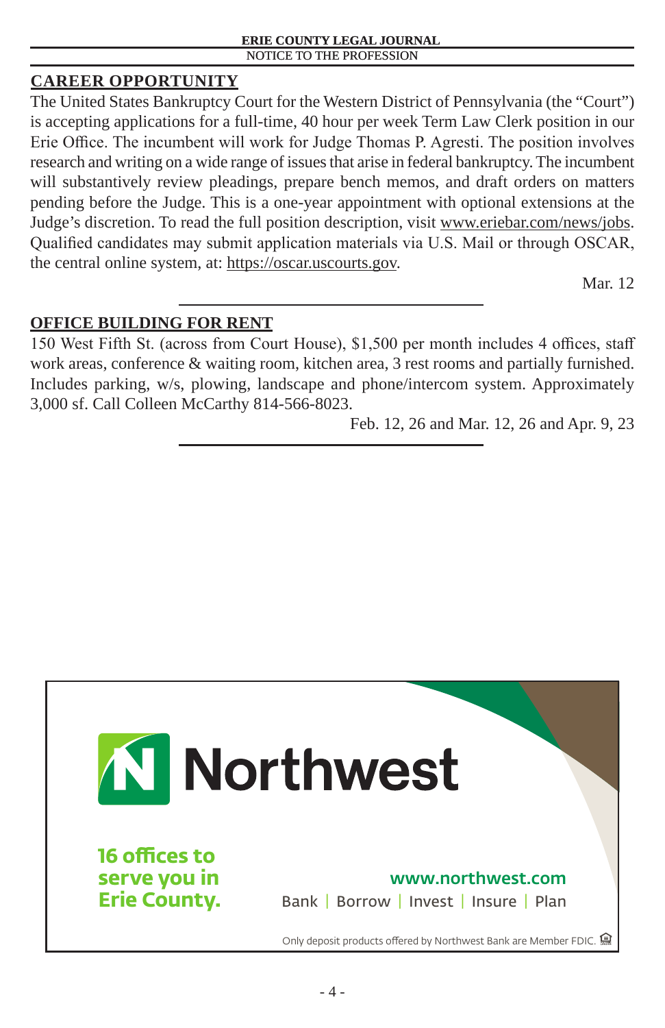## CAREER OPPORTUNITY

The United States Bankruptcy Court for the Western District of Pennsylvania (the "Court") is accepting applications for a full-time, 40 hour per week Term Law Clerk position in our Erie Office. The incumbent will work for Judge Thomas P. Agresti. The position involves research and writing on a wide range of issues that arise in federal bankruptcy. The incumbent will substantively review pleadings, prepare bench memos, and draft orders on matters pending before the Judge. This is a one-year appointment with optional extensions at the Judge's discretion. To read the full position description, visit www.eriebar.com/news/jobs. Qualified candidates may submit application materials via U.S. Mail or through OSCAR, the central online system, at: https://oscar.uscourts.gov.

Mar. 12

---

## OFFICE BUILDING FOR RENT

150 West Fifth St. (across from Court House), $1,500 per month includes 4 offices, staff work areas, conference & waiting room, kitchen area, 3 rest rooms and partially furnished. Includes parking, w/s, plowing, landscape and phone/intercom system. Approximately 3,000 sf. Call Colleen McCarthy 814-566-8023.

Feb. 12, 26 and Mar. 12, 26 and Apr. 9, 23

---

**Northwest**

16 offices to serve you in Erie County.

www.northwest.com

Bank | Borrow | Invest | Insure | Plan

Only deposit products offered by Northwest Bank are Member FDIC.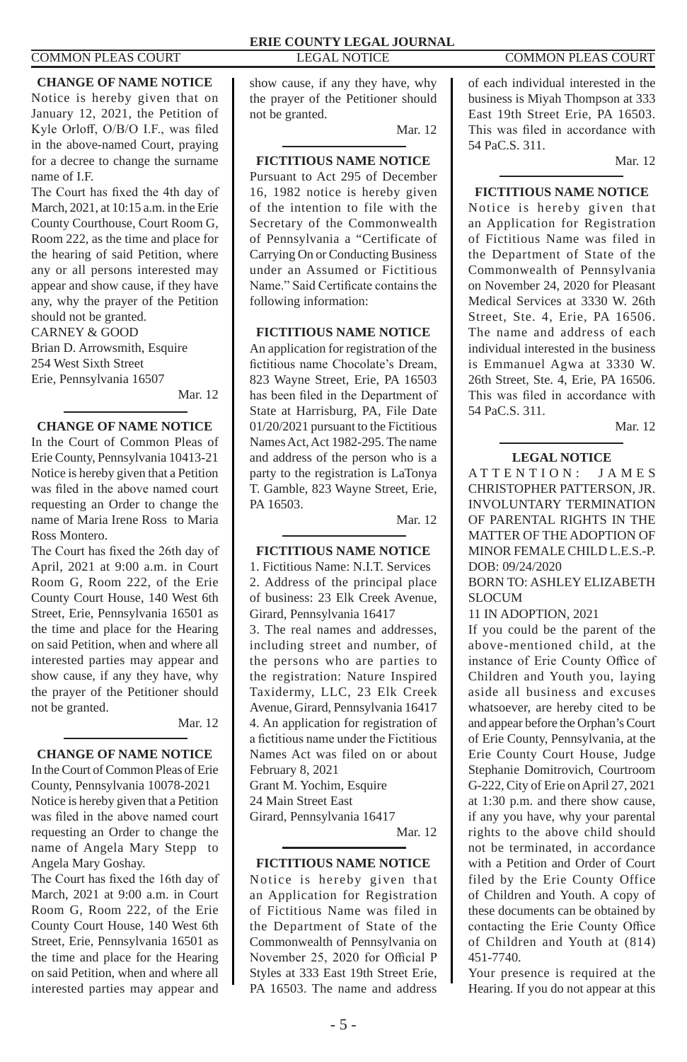### CHANGE OF NAME NOTICE

Notice is hereby given that on January 12, 2021, the Petition of Kyle Orloff, O/B/O I.F., was filed in the above-named Court, praying for a decree to change the surname name of I.F.

The Court has fixed the 4th day of March, 2021, at 10:15 a.m. in the Erie County Courthouse, Court Room G, Room 222, as the time and place for the hearing of said Petition, where any or all persons interested may appear and show cause, if they have any, why the prayer of the Petition should not be granted.

CARNEY & GOOD
Brian D. Arrowsmith, Esquire
254 West Sixth Street
Erie, Pennsylvania 16507

Mar. 12

### CHANGE OF NAME NOTICE

In the Court of Common Pleas of Erie County, Pennsylvania 10413-21

Notice is hereby given that a Petition was filed in the above named court requesting an Order to change the name of Maria Irene Ross to Maria Ross Montero.

The Court has fixed the 26th day of April, 2021 at 9:00 a.m. in Court Room G, Room 222, of the Erie County Court House, 140 West 6th Street, Erie, Pennsylvania 16501 as the time and place for the Hearing on said Petition, when and where all interested parties may appear and show cause, if any they have, why the prayer of the Petitioner should not be granted.

Mar. 12

### CHANGE OF NAME NOTICE

In the Court of Common Pleas of Erie County, Pennsylvania 10078-2021

Notice is hereby given that a Petition was filed in the above named court requesting an Order to change the name of Angela Mary Stepp to Angela Mary Goshay.

The Court has fixed the 16th day of March, 2021 at 9:00 a.m. in Court Room G, Room 222, of the Erie County Court House, 140 West 6th Street, Erie, Pennsylvania 16501 as the time and place for the Hearing on said Petition, when and where all interested parties may appear and show cause, if any they have, why the prayer of the Petitioner should not be granted.

Mar. 12

### FICTITIOUS NAME NOTICE

Pursuant to Act 295 of December 16, 1982 notice is hereby given of the intention to file with the Secretary of the Commonwealth of Pennsylvania a "Certificate of Carrying On or Conducting Business under an Assumed or Fictitious Name." Said Certificate contains the following information:

### FICTITIOUS NAME NOTICE

An application for registration of the fictitious name Chocolate's Dream, 823 Wayne Street, Erie, PA 16503 has been filed in the Department of State at Harrisburg, PA, File Date 01/20/2021 pursuant to the Fictitious Names Act, Act 1982-295. The name and address of the person who is a party to the registration is LaTonya T. Gamble, 823 Wayne Street, Erie, PA 16503.

Mar. 12

### FICTITIOUS NAME NOTICE

1. Fictitious Name: N.I.T. Services
2. Address of the principal place of business: 23 Elk Creek Avenue, Girard, Pennsylvania 16417
3. The real names and addresses, including street and number, of the persons who are parties to the registration: Nature Inspired Taxidermy, LLC, 23 Elk Creek Avenue, Girard, Pennsylvania 16417
4. An application for registration of a fictitious name under the Fictitious Names Act was filed on or about February 8, 2021

Grant M. Yochim, Esquire
24 Main Street East
Girard, Pennsylvania 16417

Mar. 12

### FICTITIOUS NAME NOTICE

Notice is hereby given that an Application for Registration of Fictitious Name was filed in the Department of State of the Commonwealth of Pennsylvania on November 25, 2020 for Official P Styles at 333 East 19th Street Erie, PA 16503. The name and address of each individual interested in the business is Miyah Thompson at 333 East 19th Street Erie, PA 16503. This was filed in accordance with 54 PaC.S. 311.

Mar. 12

### FICTITIOUS NAME NOTICE

Notice is hereby given that an Application for Registration of Fictitious Name was filed in the Department of State of the Commonwealth of Pennsylvania on November 24, 2020 for Pleasant Medical Services at 3330 W. 26th Street, Ste. 4, Erie, PA 16506. The name and address of each individual interested in the business is Emmanuel Agwa at 3330 W. 26th Street, Ste. 4, Erie, PA 16506. This was filed in accordance with 54 PaC.S. 311.

Mar. 12

### LEGAL NOTICE

ATTENTION: JAMES CHRISTOPHER PATTERSON, JR.
INVOLUNTARY TERMINATION OF PARENTAL RIGHTS IN THE MATTER OF THE ADOPTION OF MINOR FEMALE CHILD L.E.S.-P.
DOB: 09/24/2020
BORN TO: ASHLEY ELIZABETH SLOCUM
11 IN ADOPTION, 2021

If you could be the parent of the above-mentioned child, at the instance of Erie County Office of Children and Youth you, laying aside all business and excuses whatsoever, are hereby cited to be and appear before the Orphan's Court of Erie County, Pennsylvania, at the Erie County Court House, Judge Stephanie Domitrovich, Courtroom G-222, City of Erie on April 27, 2021 at 1:30 p.m. and there show cause, if any you have, why your parental rights to the above child should not be terminated, in accordance with a Petition and Order of Court filed by the Erie County Office of Children and Youth. A copy of these documents can be obtained by contacting the Erie County Office of Children and Youth at (814) 451-7740.

Your presence is required at the Hearing. If you do not appear at this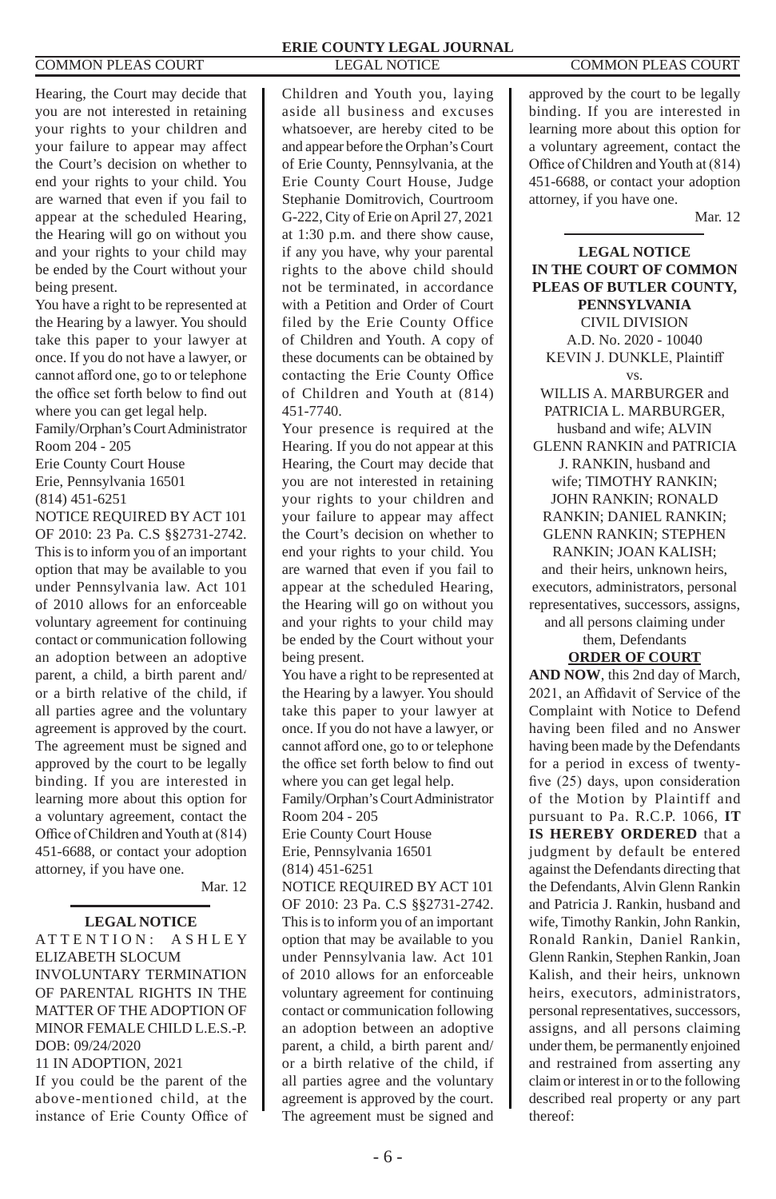Hearing, the Court may decide that you are not interested in retaining your rights to your children and your failure to appear may affect the Court's decision on whether to end your rights to your child. You are warned that even if you fail to appear at the scheduled Hearing, the Hearing will go on without you and your rights to your child may be ended by the Court without your being present.

You have a right to be represented at the Hearing by a lawyer. You should take this paper to your lawyer at once. If you do not have a lawyer, or cannot afford one, go to or telephone the office set forth below to find out where you can get legal help.

Family/Orphan's Court Administrator
Room 204 - 205
Erie County Court House
Erie, Pennsylvania 16501
(814) 451-6251

NOTICE REQUIRED BY ACT 101 OF 2010: 23 Pa. C.S §§2731-2742.
This is to inform you of an important option that may be available to you under Pennsylvania law. Act 101 of 2010 allows for an enforceable voluntary agreement for continuing contact or communication following an adoption between an adoptive parent, a child, a birth parent and/or a birth relative of the child, if all parties agree and the voluntary agreement is approved by the court. The agreement must be signed and approved by the court to be legally binding. If you are interested in learning more about this option for a voluntary agreement, contact the Office of Children and Youth at (814) 451-6688, or contact your adoption attorney, if you have one.

Mar. 12

---

**LEGAL NOTICE**

ATTENTION: ASHLEY ELIZABETH SLOCUM
INVOLUNTARY TERMINATION OF PARENTAL RIGHTS IN THE MATTER OF THE ADOPTION OF MINOR FEMALE CHILD L.E.S.-P.
DOB: 09/24/2020
11 IN ADOPTION, 2021

If you could be the parent of the above-mentioned child, at the instance of Erie County Office of Children and Youth you, laying aside all business and excuses whatsoever, are hereby cited to be and appear before the Orphan's Court of Erie County, Pennsylvania, at the Erie County Court House, Judge Stephanie Domitrovich, Courtroom G-222, City of Erie on April 27, 2021 at 1:30 p.m. and there show cause, if any you have, why your parental rights to the above child should not be terminated, in accordance with a Petition and Order of Court filed by the Erie County Office of Children and Youth. A copy of these documents can be obtained by contacting the Erie County Office of Children and Youth at (814) 451-7740.

Your presence is required at the Hearing. If you do not appear at this Hearing, the Court may decide that you are not interested in retaining your rights to your children and your failure to appear may affect the Court's decision on whether to end your rights to your child. You are warned that even if you fail to appear at the scheduled Hearing, the Hearing will go on without you and your rights to your child may be ended by the Court without your being present.

You have a right to be represented at the Hearing by a lawyer. You should take this paper to your lawyer at once. If you do not have a lawyer, or cannot afford one, go to or telephone the office set forth below to find out where you can get legal help.

Family/Orphan's Court Administrator
Room 204 - 205
Erie County Court House
Erie, Pennsylvania 16501
(814) 451-6251

NOTICE REQUIRED BY ACT 101 OF 2010: 23 Pa. C.S §§2731-2742.
This is to inform you of an important option that may be available to you under Pennsylvania law. Act 101 of 2010 allows for an enforceable voluntary agreement for continuing contact or communication following an adoption between an adoptive parent, a child, a birth parent and/or a birth relative of the child, if all parties agree and the voluntary agreement is approved by the court. The agreement must be signed and approved by the court to be legally binding. If you are interested in learning more about this option for a voluntary agreement, contact the Office of Children and Youth at (814) 451-6688, or contact your adoption attorney, if you have one.

Mar. 12

---

**LEGAL NOTICE**
**IN THE COURT OF COMMON PLEAS OF BUTLER COUNTY, PENNSYLVANIA**
CIVIL DIVISION
A.D. No. 2020 - 10040
KEVIN J. DUNKLE, Plaintiff
vs.
WILLIS A. MARBURGER and PATRICIA L. MARBURGER, husband and wife; ALVIN GLENN RANKIN and PATRICIA J. RANKIN, husband and wife; TIMOTHY RANKIN; JOHN RANKIN; RONALD RANKIN; DANIEL RANKIN; GLENN RANKIN; STEPHEN RANKIN; JOAN KALISH; and their heirs, unknown heirs, executors, administrators, personal representatives, successors, assigns, and all persons claiming under them, Defendants

**ORDER OF COURT**

**AND NOW**, this 2nd day of March, 2021, an Affidavit of Service of the Complaint with Notice to Defend having been filed and no Answer having been made by the Defendants for a period in excess of twenty-five (25) days, upon consideration of the Motion by Plaintiff and pursuant to Pa. R.C.P. 1066, **IT IS HEREBY ORDERED** that a judgment by default be entered against the Defendants directing that the Defendants, Alvin Glenn Rankin and Patricia J. Rankin, husband and wife, Timothy Rankin, John Rankin, Ronald Rankin, Daniel Rankin, Glenn Rankin, Stephen Rankin, Joan Kalish, and their heirs, unknown heirs, executors, administrators, personal representatives, successors, assigns, and all persons claiming under them, be permanently enjoined and restrained from asserting any claim or interest in or to the following described real property or any part thereof: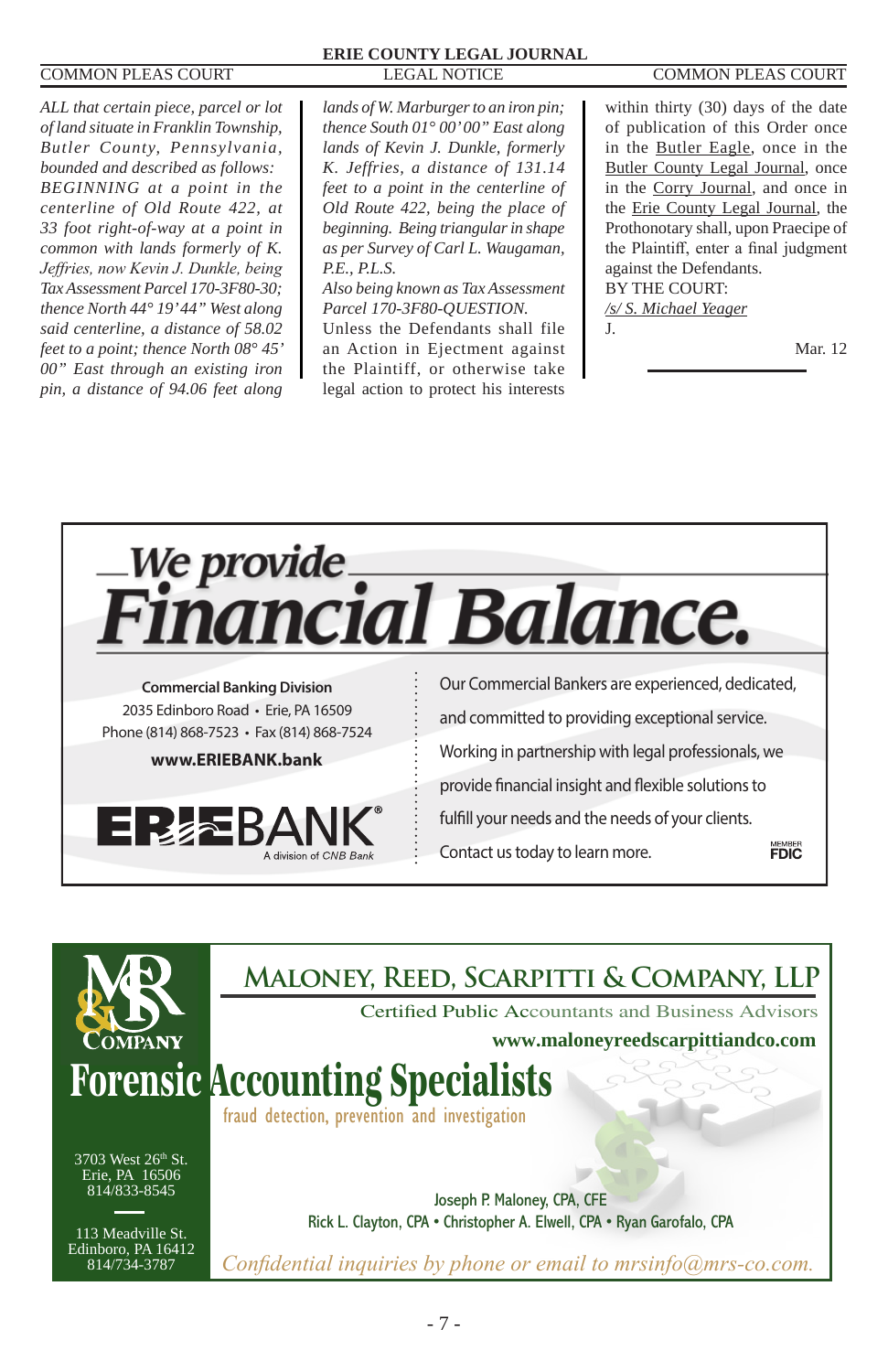*ALL that certain piece, parcel or lot of land situate in Franklin Township, Butler County, Pennsylvania, bounded and described as follows: BEGINNING at a point in the centerline of Old Route 422, at 33 foot right-of-way at a point in common with lands formerly of K. Jeffries, now Kevin J. Dunkle, being Tax Assessment Parcel 170-3F80-30; thence North 44° 19' 44" West along said centerline, a distance of 58.02 feet to a point; thence North 08° 45' 00" East through an existing iron pin, a distance of 94.06 feet along lands of W. Marburger to an iron pin; thence South 01° 00' 00" East along lands of Kevin J. Dunkle, formerly K. Jeffries, a distance of 131.14 feet to a point in the centerline of Old Route 422, being the place of beginning. Being triangular in shape as per Survey of Carl L. Waugaman, P.E., P.L.S.*

*Also being known as Tax Assessment Parcel 170-3F80-QUESTION.*

Unless the Defendants shall file an Action in Ejectment against the Plaintiff, or otherwise take legal action to protect his interests within thirty (30) days of the date of publication of this Order once in the Butler Eagle, once in the Butler County Legal Journal, once in the Corry Journal, and once in the Erie County Legal Journal, the Prothonotary shall, upon Praecipe of the Plaintiff, enter a final judgment against the Defendants.

BY THE COURT:

/s/ S. Michael Yeager

J.

Mar. 12

---

# We provide Financial Balance.

**Commercial Banking Division**
2035 Edinboro Road • Erie, PA 16509
Phone (814) 868-7523 • Fax (814) 868-7524
**www.ERIEBANK.bank**

ERIEBANK® A division of CNB Bank

Our Commercial Bankers are experienced, dedicated, and committed to providing exceptional service. Working in partnership with legal professionals, we provide financial insight and flexible solutions to fulfill your needs and the needs of your clients. Contact us today to learn more.

MEMBER FDIC

---

# Maloney, Reed, Scarpitti & Company, LLP

Certified Public Accountants and Business Advisors
**www.maloneyreedscarpittiandco.com**

## Forensic Accounting Specialists

fraud detection, prevention and investigation

3703 West 26th St.
Erie, PA 16506
814/833-8545

113 Meadville St.
Edinboro, PA 16412
814/734-3787

Joseph P. Maloney, CPA, CFE
Rick L. Clayton, CPA • Christopher A. Elwell, CPA • Ryan Garofalo, CPA

*Confidential inquiries by phone or email to mrsinfo@mrs-co.com.*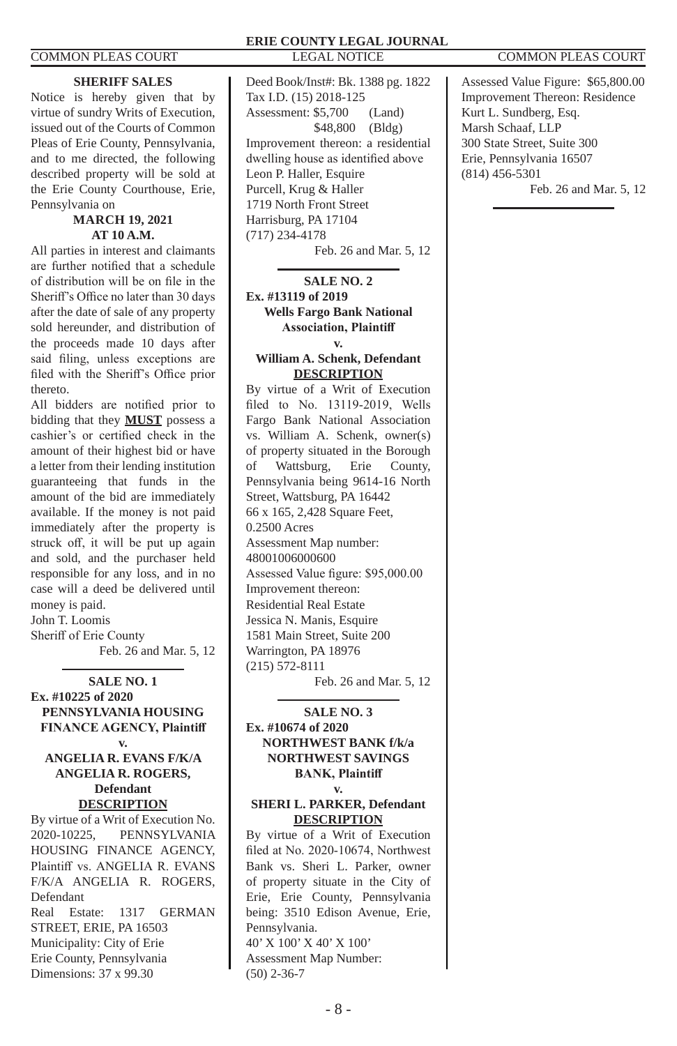## SHERIFF SALES

Notice is hereby given that by virtue of sundry Writs of Execution, issued out of the Courts of Common Pleas of Erie County, Pennsylvania, and to me directed, the following described property will be sold at the Erie County Courthouse, Erie, Pennsylvania on

**MARCH 19, 2021**
**AT 10 A.M.**

All parties in interest and claimants are further notified that a schedule of distribution will be on file in the Sheriff's Office no later than 30 days after the date of sale of any property sold hereunder, and distribution of the proceeds made 10 days after said filing, unless exceptions are filed with the Sheriff's Office prior thereto.

All bidders are notified prior to bidding that they **MUST** possess a cashier's or certified check in the amount of their highest bid or have a letter from their lending institution guaranteeing that funds in the amount of the bid are immediately available. If the money is not paid immediately after the property is struck off, it will be put up again and sold, and the purchaser held responsible for any loss, and in no case will a deed be delivered until money is paid.

John T. Loomis
Sheriff of Erie County

Feb. 26 and Mar. 5, 12

---

**SALE NO. 1**
**Ex. #10225 of 2020**
**PENNSYLVANIA HOUSING FINANCE AGENCY, Plaintiff**
**v.**
**ANGELIA R. EVANS F/K/A ANGELIA R. ROGERS, Defendant**
**DESCRIPTION**

By virtue of a Writ of Execution No. 2020-10225, PENNSYLVANIA HOUSING FINANCE AGENCY, Plaintiff vs. ANGELIA R. EVANS F/K/A ANGELIA R. ROGERS, Defendant
Real Estate: 1317 GERMAN STREET, ERIE, PA 16503
Municipality: City of Erie
Erie County, Pennsylvania
Dimensions: 37 x 99.30
Deed Book/Inst#: Bk. 1388 pg. 1822
Tax I.D. (15) 2018-125
Assessment: $5,700 (Land)
$48,800 (Bldg)
Improvement thereon: a residential dwelling house as identified above
Leon P. Haller, Esquire
Purcell, Krug & Haller
1719 North Front Street
Harrisburg, PA 17104
(717) 234-4178

Feb. 26 and Mar. 5, 12

---

**SALE NO. 2**
**Ex. #13119 of 2019**
**Wells Fargo Bank National Association, Plaintiff**
**v.**
**William A. Schenk, Defendant**
**DESCRIPTION**

By virtue of a Writ of Execution filed to No. 13119-2019, Wells Fargo Bank National Association vs. William A. Schenk, owner(s) of property situated in the Borough of Wattsburg, Erie County, Pennsylvania being 9614-16 North Street, Wattsburg, PA 16442
66 x 165, 2,428 Square Feet, 0.2500 Acres
Assessment Map number: 48001006000600
Assessed Value figure: $95,000.00
Improvement thereon: Residential Real Estate
Jessica N. Manis, Esquire
1581 Main Street, Suite 200
Warrington, PA 18976
(215) 572-8111

Feb. 26 and Mar. 5, 12

---

**SALE NO. 3**
**Ex. #10674 of 2020**
**NORTHWEST BANK f/k/a NORTHWEST SAVINGS BANK, Plaintiff**
**v.**
**SHERI L. PARKER, Defendant**
**DESCRIPTION**

By virtue of a Writ of Execution filed at No. 2020-10674, Northwest Bank vs. Sheri L. Parker, owner of property situate in the City of Erie, Erie County, Pennsylvania being: 3510 Edison Avenue, Erie, Pennsylvania.
40' X 100' X 40' X 100'
Assessment Map Number: (50) 2-36-7
Assessed Value Figure: $65,800.00
Improvement Thereon: Residence
Kurt L. Sundberg, Esq.
Marsh Schaaf, LLP
300 State Street, Suite 300
Erie, Pennsylvania 16507
(814) 456-5301

Feb. 26 and Mar. 5, 12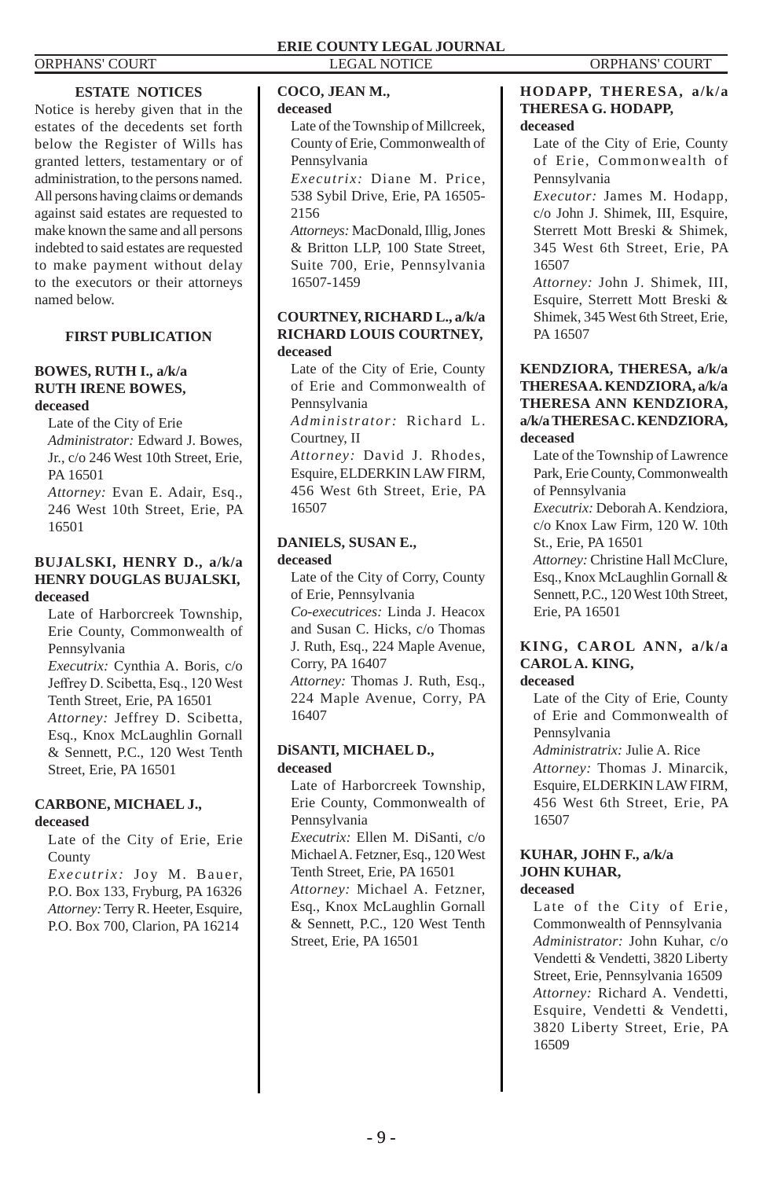### ESTATE NOTICES

Notice is hereby given that in the estates of the decedents set forth below the Register of Wills has granted letters, testamentary or of administration, to the persons named. All persons having claims or demands against said estates are requested to make known the same and all persons indebted to said estates are requested to make payment without delay to the executors or their attorneys named below.

### FIRST PUBLICATION

**BOWES, RUTH I., a/k/a RUTH IRENE BOWES, deceased**

Late of the City of Erie
*Administrator:* Edward J. Bowes, Jr., c/o 246 West 10th Street, Erie, PA 16501
*Attorney:* Evan E. Adair, Esq., 246 West 10th Street, Erie, PA 16501

**BUJALSKI, HENRY D., a/k/a HENRY DOUGLAS BUJALSKI, deceased**

Late of Harborcreek Township, Erie County, Commonwealth of Pennsylvania
*Executrix:* Cynthia A. Boris, c/o Jeffrey D. Scibetta, Esq., 120 West Tenth Street, Erie, PA 16501
*Attorney:* Jeffrey D. Scibetta, Esq., Knox McLaughlin Gornall & Sennett, P.C., 120 West Tenth Street, Erie, PA 16501

**CARBONE, MICHAEL J., deceased**

Late of the City of Erie, Erie County
*Executrix:* Joy M. Bauer, P.O. Box 133, Fryburg, PA 16326
*Attorney:* Terry R. Heeter, Esquire, P.O. Box 700, Clarion, PA 16214

**COCO, JEAN M., deceased**

Late of the Township of Millcreek, County of Erie, Commonwealth of Pennsylvania
*Executrix:* Diane M. Price, 538 Sybil Drive, Erie, PA 16505-2156
*Attorneys:* MacDonald, Illig, Jones & Britton LLP, 100 State Street, Suite 700, Erie, Pennsylvania 16507-1459

**COURTNEY, RICHARD L., a/k/a RICHARD LOUIS COURTNEY, deceased**

Late of the City of Erie, County of Erie and Commonwealth of Pennsylvania
*Administrator:* Richard L. Courtney, II
*Attorney:* David J. Rhodes, Esquire, ELDERKIN LAW FIRM, 456 West 6th Street, Erie, PA 16507

**DANIELS, SUSAN E., deceased**

Late of the City of Corry, County of Erie, Pennsylvania
*Co-executrices:* Linda J. Heacox and Susan C. Hicks, c/o Thomas J. Ruth, Esq., 224 Maple Avenue, Corry, PA 16407
*Attorney:* Thomas J. Ruth, Esq., 224 Maple Avenue, Corry, PA 16407

**DiSANTI, MICHAEL D., deceased**

Late of Harborcreek Township, Erie County, Commonwealth of Pennsylvania
*Executrix:* Ellen M. DiSanti, c/o Michael A. Fetzner, Esq., 120 West Tenth Street, Erie, PA 16501
*Attorney:* Michael A. Fetzner, Esq., Knox McLaughlin Gornall & Sennett, P.C., 120 West Tenth Street, Erie, PA 16501

**HODAPP, THERESA, a/k/a THERESA G. HODAPP, deceased**

Late of the City of Erie, County of Erie, Commonwealth of Pennsylvania
*Executor:* James M. Hodapp, c/o John J. Shimek, III, Esquire, Sterrett Mott Breski & Shimek, 345 West 6th Street, Erie, PA 16507
*Attorney:* John J. Shimek, III, Esquire, Sterrett Mott Breski & Shimek, 345 West 6th Street, Erie, PA 16507

**KENDZIORA, THERESA, a/k/a THERESA A. KENDZIORA, a/k/a THERESA ANN KENDZIORA, a/k/a THERESA C. KENDZIORA, deceased**

Late of the Township of Lawrence Park, Erie County, Commonwealth of Pennsylvania
*Executrix:* Deborah A. Kendziora, c/o Knox Law Firm, 120 W. 10th St., Erie, PA 16501
*Attorney:* Christine Hall McClure, Esq., Knox McLaughlin Gornall & Sennett, P.C., 120 West 10th Street, Erie, PA 16501

**KING, CAROL ANN, a/k/a CAROL A. KING, deceased**

Late of the City of Erie, County of Erie and Commonwealth of Pennsylvania
*Administratrix:* Julie A. Rice
*Attorney:* Thomas J. Minarcik, Esquire, ELDERKIN LAW FIRM, 456 West 6th Street, Erie, PA 16507

**KUHAR, JOHN F., a/k/a JOHN KUHAR, deceased**

Late of the City of Erie, Commonwealth of Pennsylvania
*Administrator:* John Kuhar, c/o Vendetti & Vendetti, 3820 Liberty Street, Erie, Pennsylvania 16509
*Attorney:* Richard A. Vendetti, Esquire, Vendetti & Vendetti, 3820 Liberty Street, Erie, PA 16509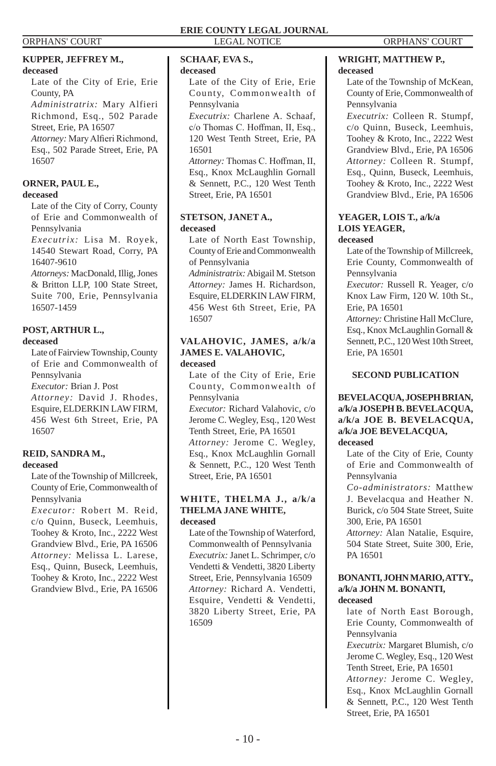**KUPPER, JEFFREY M., deceased**

Late of the City of Erie, Erie County, PA

*Administratrix:* Mary Alfieri Richmond, Esq., 502 Parade Street, Erie, PA 16507

*Attorney:* Mary Alfieri Richmond, Esq., 502 Parade Street, Erie, PA 16507

**ORNER, PAUL E., deceased**

Late of the City of Corry, County of Erie and Commonwealth of Pennsylvania

*Executrix:* Lisa M. Royek, 14540 Stewart Road, Corry, PA 16407-9610

*Attorneys:* MacDonald, Illig, Jones & Britton LLP, 100 State Street, Suite 700, Erie, Pennsylvania 16507-1459

**POST, ARTHUR L., deceased**

Late of Fairview Township, County of Erie and Commonwealth of Pennsylvania

*Executor:* Brian J. Post

*Attorney:* David J. Rhodes, Esquire, ELDERKIN LAW FIRM, 456 West 6th Street, Erie, PA 16507

**REID, SANDRA M., deceased**

Late of the Township of Millcreek, County of Erie, Commonwealth of Pennsylvania

*Executor:* Robert M. Reid, c/o Quinn, Buseck, Leemhuis, Toohey & Kroto, Inc., 2222 West Grandview Blvd., Erie, PA 16506

*Attorney:* Melissa L. Larese, Esq., Quinn, Buseck, Leemhuis, Toohey & Kroto, Inc., 2222 West Grandview Blvd., Erie, PA 16506

**SCHAAF, EVA S., deceased**

Late of the City of Erie, Erie County, Commonwealth of Pennsylvania

*Executrix:* Charlene A. Schaaf, c/o Thomas C. Hoffman, II, Esq., 120 West Tenth Street, Erie, PA 16501

*Attorney:* Thomas C. Hoffman, II, Esq., Knox McLaughlin Gornall & Sennett, P.C., 120 West Tenth Street, Erie, PA 16501

**STETSON, JANET A., deceased**

Late of North East Township, County of Erie and Commonwealth of Pennsylvania

*Administratrix:* Abigail M. Stetson

*Attorney:* James H. Richardson, Esquire, ELDERKIN LAW FIRM, 456 West 6th Street, Erie, PA 16507

**VALAHOVIC, JAMES, a/k/a JAMES E. VALAHOVIC, deceased**

Late of the City of Erie, Erie County, Commonwealth of Pennsylvania

*Executor:* Richard Valahovic, c/o Jerome C. Wegley, Esq., 120 West Tenth Street, Erie, PA 16501

*Attorney:* Jerome C. Wegley, Esq., Knox McLaughlin Gornall & Sennett, P.C., 120 West Tenth Street, Erie, PA 16501

**WHITE, THELMA J., a/k/a THELMA JANE WHITE, deceased**

Late of the Township of Waterford, Commonwealth of Pennsylvania

*Executrix:* Janet L. Schrimper, c/o Vendetti & Vendetti, 3820 Liberty Street, Erie, Pennsylvania 16509

*Attorney:* Richard A. Vendetti, Esquire, Vendetti & Vendetti, 3820 Liberty Street, Erie, PA 16509

**WRIGHT, MATTHEW P., deceased**

Late of the Township of McKean, County of Erie, Commonwealth of Pennsylvania

*Executrix:* Colleen R. Stumpf, c/o Quinn, Buseck, Leemhuis, Toohey & Kroto, Inc., 2222 West Grandview Blvd., Erie, PA 16506

*Attorney:* Colleen R. Stumpf, Esq., Quinn, Buseck, Leemhuis, Toohey & Kroto, Inc., 2222 West Grandview Blvd., Erie, PA 16506

**YEAGER, LOIS T., a/k/a LOIS YEAGER, deceased**

Late of the Township of Millcreek, Erie County, Commonwealth of Pennsylvania

*Executor:* Russell R. Yeager, c/o Knox Law Firm, 120 W. 10th St., Erie, PA 16501

*Attorney:* Christine Hall McClure, Esq., Knox McLaughlin Gornall & Sennett, P.C., 120 West 10th Street, Erie, PA 16501

## SECOND PUBLICATION

**BEVELACQUA, JOSEPH BRIAN, a/k/a JOSEPH B. BEVELACQUA, a/k/a JOE B. BEVELACQUA, a/k/a JOE BEVELACQUA, deceased**

Late of the City of Erie, County of Erie and Commonwealth of Pennsylvania

*Co-administrators:* Matthew J. Bevelacqua and Heather N. Burick, c/o 504 State Street, Suite 300, Erie, PA 16501

*Attorney:* Alan Natalie, Esquire, 504 State Street, Suite 300, Erie, PA 16501

**BONANTI, JOHN MARIO, ATTY., a/k/a JOHN M. BONANTI, deceased**

late of North East Borough, Erie County, Commonwealth of Pennsylvania

*Executrix:* Margaret Blumish, c/o Jerome C. Wegley, Esq., 120 West Tenth Street, Erie, PA 16501

*Attorney:* Jerome C. Wegley, Esq., Knox McLaughlin Gornall & Sennett, P.C., 120 West Tenth Street, Erie, PA 16501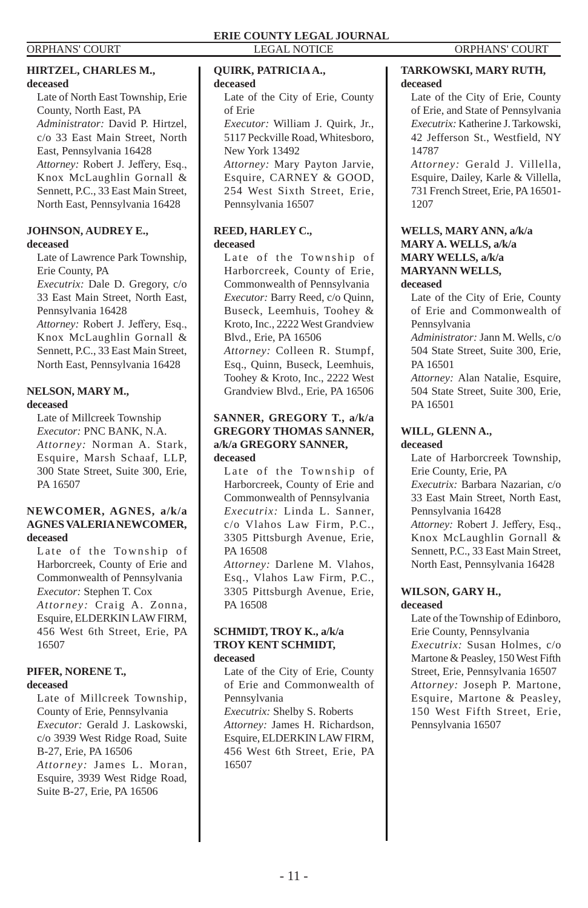**HIRTZEL, CHARLES M., deceased**

Late of North East Township, Erie County, North East, PA

*Administrator:* David P. Hirtzel, c/o 33 East Main Street, North East, Pennsylvania 16428

*Attorney:* Robert J. Jeffery, Esq., Knox McLaughlin Gornall & Sennett, P.C., 33 East Main Street, North East, Pennsylvania 16428

**JOHNSON, AUDREY E., deceased**

Late of Lawrence Park Township, Erie County, PA

*Executrix:* Dale D. Gregory, c/o 33 East Main Street, North East, Pennsylvania 16428

*Attorney:* Robert J. Jeffery, Esq., Knox McLaughlin Gornall & Sennett, P.C., 33 East Main Street, North East, Pennsylvania 16428

**NELSON, MARY M., deceased**

Late of Millcreek Township

*Executor:* PNC BANK, N.A.

*Attorney:* Norman A. Stark, Esquire, Marsh Schaaf, LLP, 300 State Street, Suite 300, Erie, PA 16507

**NEWCOMER, AGNES, a/k/a AGNES VALERIA NEWCOMER, deceased**

Late of the Township of Harborcreek, County of Erie and Commonwealth of Pennsylvania

*Executor:* Stephen T. Cox

*Attorney:* Craig A. Zonna, Esquire, ELDERKIN LAW FIRM, 456 West 6th Street, Erie, PA 16507

**PIFER, NORENE T., deceased**

Late of Millcreek Township, County of Erie, Pennsylvania

*Executor:* Gerald J. Laskowski, c/o 3939 West Ridge Road, Suite B-27, Erie, PA 16506

*Attorney:* James L. Moran, Esquire, 3939 West Ridge Road, Suite B-27, Erie, PA 16506

**QUIRK, PATRICIA A., deceased**

Late of the City of Erie, County of Erie

*Executor:* William J. Quirk, Jr., 5117 Peckville Road, Whitesboro, New York 13492

*Attorney:* Mary Payton Jarvie, Esquire, CARNEY & GOOD, 254 West Sixth Street, Erie, Pennsylvania 16507

**REED, HARLEY C., deceased**

Late of the Township of Harborcreek, County of Erie, Commonwealth of Pennsylvania

*Executor:* Barry Reed, c/o Quinn, Buseck, Leemhuis, Toohey & Kroto, Inc., 2222 West Grandview Blvd., Erie, PA 16506

*Attorney:* Colleen R. Stumpf, Esq., Quinn, Buseck, Leemhuis, Toohey & Kroto, Inc., 2222 West Grandview Blvd., Erie, PA 16506

**SANNER, GREGORY T., a/k/a GREGORY THOMAS SANNER, a/k/a GREGORY SANNER, deceased**

Late of the Township of Harborcreek, County of Erie and Commonwealth of Pennsylvania

*Executrix:* Linda L. Sanner, c/o Vlahos Law Firm, P.C., 3305 Pittsburgh Avenue, Erie, PA 16508

*Attorney:* Darlene M. Vlahos, Esq., Vlahos Law Firm, P.C., 3305 Pittsburgh Avenue, Erie, PA 16508

**SCHMIDT, TROY K., a/k/a TROY KENT SCHMIDT, deceased**

Late of the City of Erie, County of Erie and Commonwealth of Pennsylvania

*Executrix:* Shelby S. Roberts

*Attorney:* James H. Richardson, Esquire, ELDERKIN LAW FIRM, 456 West 6th Street, Erie, PA 16507

**TARKOWSKI, MARY RUTH, deceased**

Late of the City of Erie, County of Erie, and State of Pennsylvania

*Executrix:* Katherine J. Tarkowski, 42 Jefferson St., Westfield, NY 14787

*Attorney:* Gerald J. Villella, Esquire, Dailey, Karle & Villella, 731 French Street, Erie, PA 16501-1207

**WELLS, MARY ANN, a/k/a MARY A. WELLS, a/k/a MARY WELLS, a/k/a MARYANN WELLS, deceased**

Late of the City of Erie, County of Erie and Commonwealth of Pennsylvania

*Administrator:* Jann M. Wells, c/o 504 State Street, Suite 300, Erie, PA 16501

*Attorney:* Alan Natalie, Esquire, 504 State Street, Suite 300, Erie, PA 16501

**WILL, GLENN A., deceased**

Late of Harborcreek Township, Erie County, Erie, PA

*Executrix:* Barbara Nazarian, c/o 33 East Main Street, North East, Pennsylvania 16428

*Attorney:* Robert J. Jeffery, Esq., Knox McLaughlin Gornall & Sennett, P.C., 33 East Main Street, North East, Pennsylvania 16428

**WILSON, GARY H., deceased**

Late of the Township of Edinboro, Erie County, Pennsylvania

*Executrix:* Susan Holmes, c/o Martone & Peasley, 150 West Fifth Street, Erie, Pennsylvania 16507

*Attorney:* Joseph P. Martone, Esquire, Martone & Peasley, 150 West Fifth Street, Erie, Pennsylvania 16507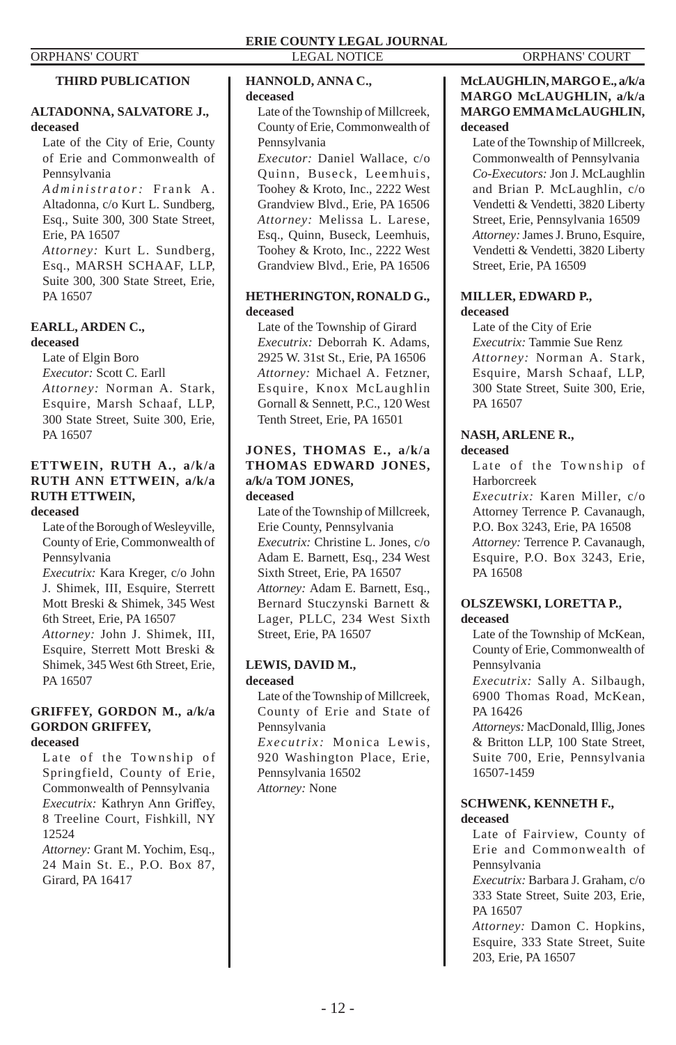## THIRD PUBLICATION

**ALTADONNA, SALVATORE J., deceased**

Late of the City of Erie, County of Erie and Commonwealth of Pennsylvania

*Administrator:* Frank A. Altadonna, c/o Kurt L. Sundberg, Esq., Suite 300, 300 State Street, Erie, PA 16507

*Attorney:* Kurt L. Sundberg, Esq., MARSH SCHAAF, LLP, Suite 300, 300 State Street, Erie, PA 16507

**EARLL, ARDEN C., deceased**

Late of Elgin Boro

*Executor:* Scott C. Earll

*Attorney:* Norman A. Stark, Esquire, Marsh Schaaf, LLP, 300 State Street, Suite 300, Erie, PA 16507

**ETTWEIN, RUTH A., a/k/a RUTH ANN ETTWEIN, a/k/a RUTH ETTWEIN, deceased**

Late of the Borough of Wesleyville, County of Erie, Commonwealth of Pennsylvania

*Executrix:* Kara Kreger, c/o John J. Shimek, III, Esquire, Sterrett Mott Breski & Shimek, 345 West 6th Street, Erie, PA 16507

*Attorney:* John J. Shimek, III, Esquire, Sterrett Mott Breski & Shimek, 345 West 6th Street, Erie, PA 16507

**GRIFFEY, GORDON M., a/k/a GORDON GRIFFEY, deceased**

Late of the Township of Springfield, County of Erie, Commonwealth of Pennsylvania

*Executrix:* Kathryn Ann Griffey, 8 Treeline Court, Fishkill, NY 12524

*Attorney:* Grant M. Yochim, Esq., 24 Main St. E., P.O. Box 87, Girard, PA 16417

**HANNOLD, ANNA C., deceased**

Late of the Township of Millcreek, County of Erie, Commonwealth of Pennsylvania

*Executor:* Daniel Wallace, c/o Quinn, Buseck, Leemhuis, Toohey & Kroto, Inc., 2222 West Grandview Blvd., Erie, PA 16506

*Attorney:* Melissa L. Larese, Esq., Quinn, Buseck, Leemhuis, Toohey & Kroto, Inc., 2222 West Grandview Blvd., Erie, PA 16506

**HETHERINGTON, RONALD G., deceased**

Late of the Township of Girard

*Executrix:* Deborrah K. Adams, 2925 W. 31st St., Erie, PA 16506

*Attorney:* Michael A. Fetzner, Esquire, Knox McLaughlin Gornall & Sennett, P.C., 120 West Tenth Street, Erie, PA 16501

**JONES, THOMAS E., a/k/a THOMAS EDWARD JONES, a/k/a TOM JONES, deceased**

Late of the Township of Millcreek, Erie County, Pennsylvania

*Executrix:* Christine L. Jones, c/o Adam E. Barnett, Esq., 234 West Sixth Street, Erie, PA 16507

*Attorney:* Adam E. Barnett, Esq., Bernard Stuczynski Barnett & Lager, PLLC, 234 West Sixth Street, Erie, PA 16507

**LEWIS, DAVID M., deceased**

Late of the Township of Millcreek, County of Erie and State of Pennsylvania

*Executrix:* Monica Lewis, 920 Washington Place, Erie, Pennsylvania 16502

*Attorney:* None

**McLAUGHLIN, MARGO E., a/k/a MARGO McLAUGHLIN, a/k/a MARGO EMMA McLAUGHLIN, deceased**

Late of the Township of Millcreek, Commonwealth of Pennsylvania

*Co-Executors:* Jon J. McLaughlin and Brian P. McLaughlin, c/o Vendetti & Vendetti, 3820 Liberty Street, Erie, Pennsylvania 16509

*Attorney:* James J. Bruno, Esquire, Vendetti & Vendetti, 3820 Liberty Street, Erie, PA 16509

**MILLER, EDWARD P., deceased**

Late of the City of Erie

*Executrix:* Tammie Sue Renz

*Attorney:* Norman A. Stark, Esquire, Marsh Schaaf, LLP, 300 State Street, Suite 300, Erie, PA 16507

**NASH, ARLENE R., deceased**

Late of the Township of Harborcreek

*Executrix:* Karen Miller, c/o Attorney Terrence P. Cavanaugh, P.O. Box 3243, Erie, PA 16508

*Attorney:* Terrence P. Cavanaugh, Esquire, P.O. Box 3243, Erie, PA 16508

**OLSZEWSKI, LORETTA P., deceased**

Late of the Township of McKean, County of Erie, Commonwealth of Pennsylvania

*Executrix:* Sally A. Silbaugh, 6900 Thomas Road, McKean, PA 16426

*Attorneys:* MacDonald, Illig, Jones & Britton LLP, 100 State Street, Suite 700, Erie, Pennsylvania 16507-1459

**SCHWENK, KENNETH F., deceased**

Late of Fairview, County of Erie and Commonwealth of Pennsylvania

*Executrix:* Barbara J. Graham, c/o 333 State Street, Suite 203, Erie, PA 16507

*Attorney:* Damon C. Hopkins, Esquire, 333 State Street, Suite 203, Erie, PA 16507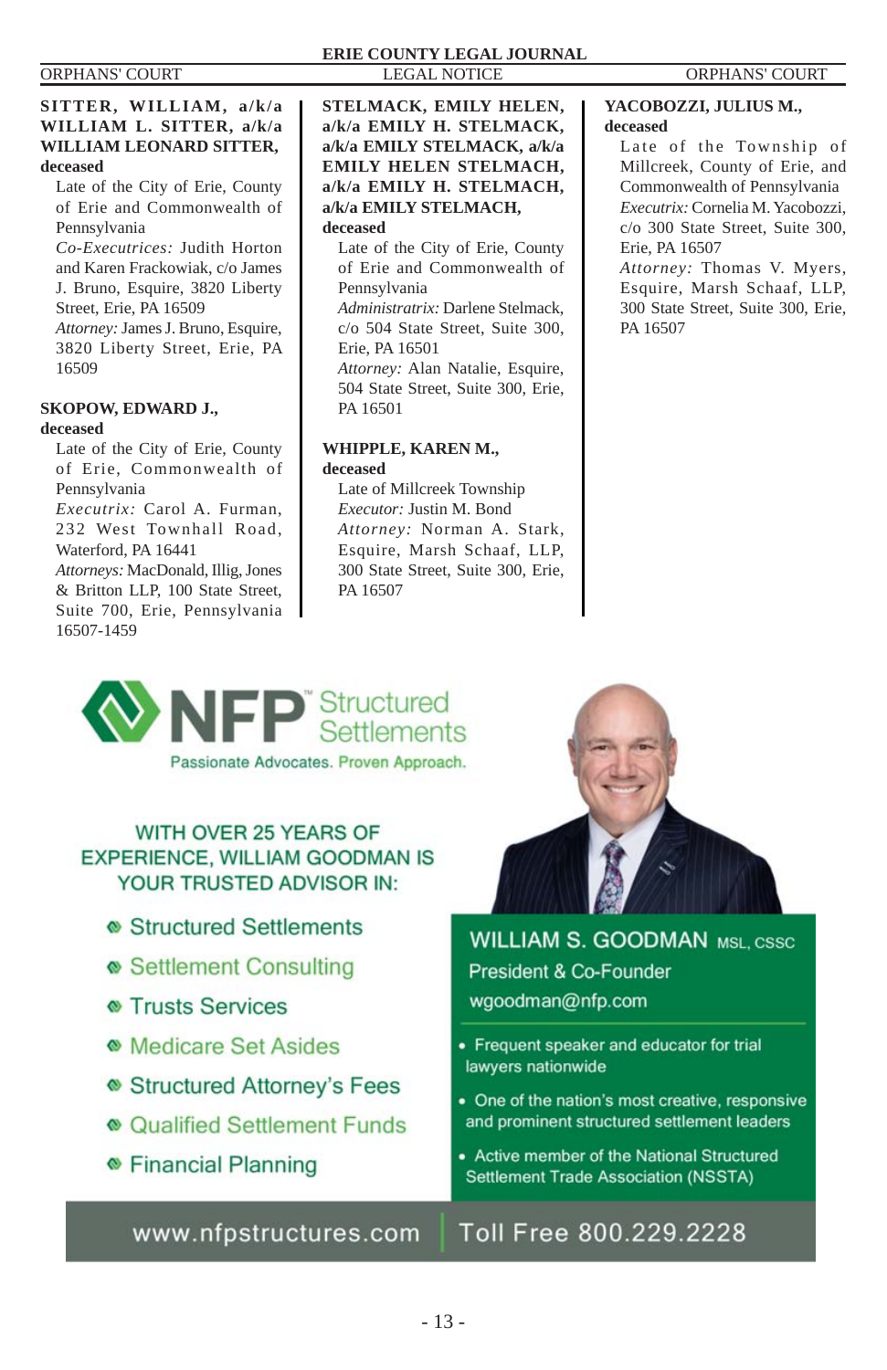**SITTER, WILLIAM, a/k/a WILLIAM L. SITTER, a/k/a WILLIAM LEONARD SITTER, deceased**

Late of the City of Erie, County of Erie and Commonwealth of Pennsylvania

*Co-Executrices:* Judith Horton and Karen Frackowiak, c/o James J. Bruno, Esquire, 3820 Liberty Street, Erie, PA 16509

*Attorney:* James J. Bruno, Esquire, 3820 Liberty Street, Erie, PA 16509

**SKOPOW, EDWARD J., deceased**

Late of the City of Erie, County of Erie, Commonwealth of Pennsylvania

*Executrix:* Carol A. Furman, 232 West Townhall Road, Waterford, PA 16441

*Attorneys:* MacDonald, Illig, Jones & Britton LLP, 100 State Street, Suite 700, Erie, Pennsylvania 16507-1459

**STELMACK, EMILY HELEN, a/k/a EMILY H. STELMACK, a/k/a EMILY STELMACK, a/k/a EMILY HELEN STELMACH, a/k/a EMILY H. STELMACH, a/k/a EMILY STELMACH, deceased**

Late of the City of Erie, County of Erie and Commonwealth of Pennsylvania

*Administratrix:* Darlene Stelmack, c/o 504 State Street, Suite 300, Erie, PA 16501

*Attorney:* Alan Natalie, Esquire, 504 State Street, Suite 300, Erie, PA 16501

**WHIPPLE, KAREN M., deceased**

Late of Millcreek Township

*Executor:* Justin M. Bond

*Attorney:* Norman A. Stark, Esquire, Marsh Schaaf, LLP, 300 State Street, Suite 300, Erie, PA 16507

**YACOBOZZI, JULIUS M., deceased**

Late of the Township of Millcreek, County of Erie, and Commonwealth of Pennsylvania

*Executrix:* Cornelia M. Yacobozzi, c/o 300 State Street, Suite 300, Erie, PA 16507

*Attorney:* Thomas V. Myers, Esquire, Marsh Schaaf, LLP, 300 State Street, Suite 300, Erie, PA 16507

---

**NFP Structured Settlements**

Passionate Advocates. Proven Approach.

WITH OVER 25 YEARS OF EXPERIENCE, WILLIAM GOODMAN IS YOUR TRUSTED ADVISOR IN:

- Structured Settlements
- Settlement Consulting
- Trusts Services
- Medicare Set Asides
- Structured Attorney's Fees
- Qualified Settlement Funds
- Financial Planning

**WILLIAM S. GOODMAN** MSL, CSSC
President & Co-Founder
wgoodman@nfp.com

- Frequent speaker and educator for trial lawyers nationwide
- One of the nation's most creative, responsive and prominent structured settlement leaders
- Active member of the National Structured Settlement Trade Association (NSSTA)

www.nfpstructures.com | Toll Free 800.229.2228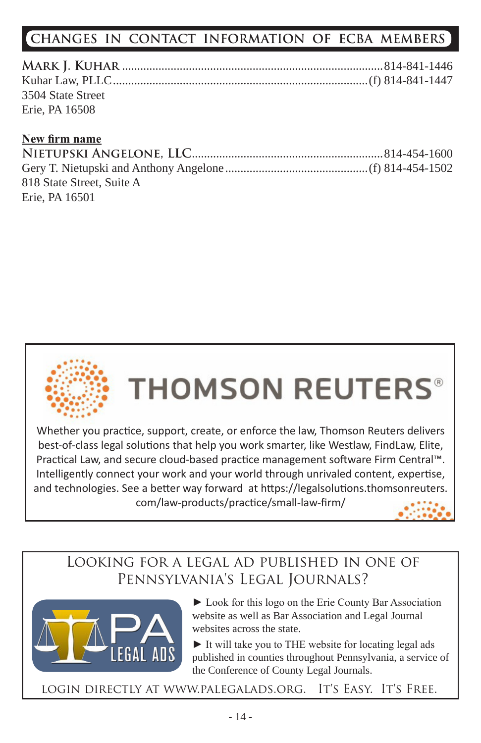## CHANGES IN CONTACT INFORMATION OF ECBA MEMBERS

**MARK J. KUHAR** ........................................ 814-841-1446
Kuhar Law, PLLC ........................................ (f) 814-841-1447
3504 State Street
Erie, PA 16508

**New firm name**

**NIETUPSKI ANGELONE, LLC** ........................................ 814-454-1600
Gery T. Nietupski and Anthony Angelone ........................................ (f) 814-454-1502
818 State Street, Suite A
Erie, PA 16501

**THOMSON REUTERS®**

Whether you practice, support, create, or enforce the law, Thomson Reuters delivers best-of-class legal solutions that help you work smarter, like Westlaw, FindLaw, Elite, Practical Law, and secure cloud-based practice management software Firm Central™. Intelligently connect your work and your world through unrivaled content, expertise, and technologies. See a better way forward at https://legalsolutions.thomsonreuters.com/law-products/practice/small-law-firm/

### LOOKING FOR A LEGAL AD PUBLISHED IN ONE OF PENNSYLVANIA'S LEGAL JOURNALS?

PA LEGAL ADS

► Look for this logo on the Erie County Bar Association website as well as Bar Association and Legal Journal websites across the state.

► It will take you to THE website for locating legal ads published in counties throughout Pennsylvania, a service of the Conference of County Legal Journals.

LOGIN DIRECTLY AT WWW.PALEGALADS.ORG. IT'S EASY. IT'S FREE.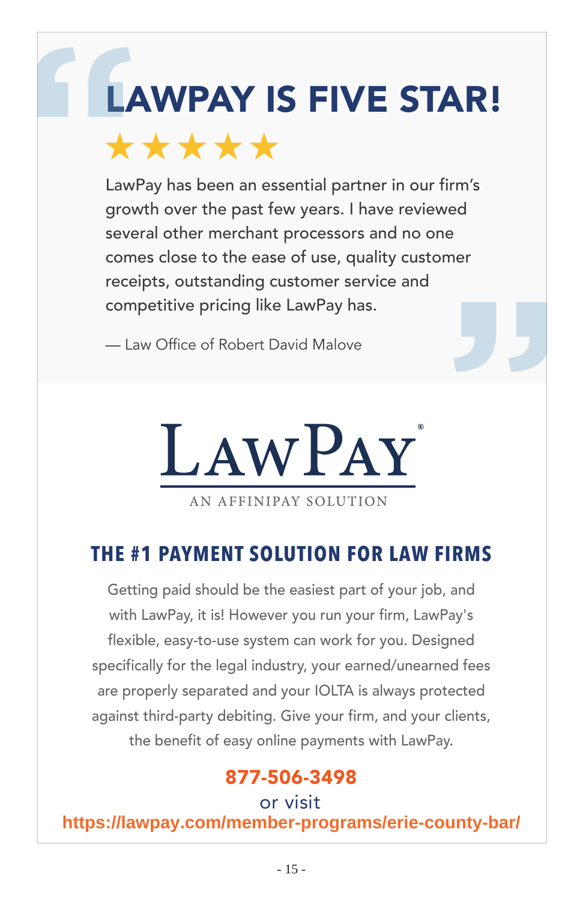# LAWPAY IS FIVE STAR!

★★★★★

LawPay has been an essential partner in our firm's growth over the past few years. I have reviewed several other merchant processors and no one comes close to the ease of use, quality customer receipts, outstanding customer service and competitive pricing like LawPay has.

— Law Office of Robert David Malove

LAWPAY®

AN AFFINIPAY SOLUTION

## THE #1 PAYMENT SOLUTION FOR LAW FIRMS

Getting paid should be the easiest part of your job, and with LawPay, it is! However you run your firm, LawPay's flexible, easy-to-use system can work for you. Designed specifically for the legal industry, your earned/unearned fees are properly separated and your IOLTA is always protected against third-party debiting. Give your firm, and your clients, the benefit of easy online payments with LawPay.

**877-506-3498**

or visit

**https://lawpay.com/member-programs/erie-county-bar/**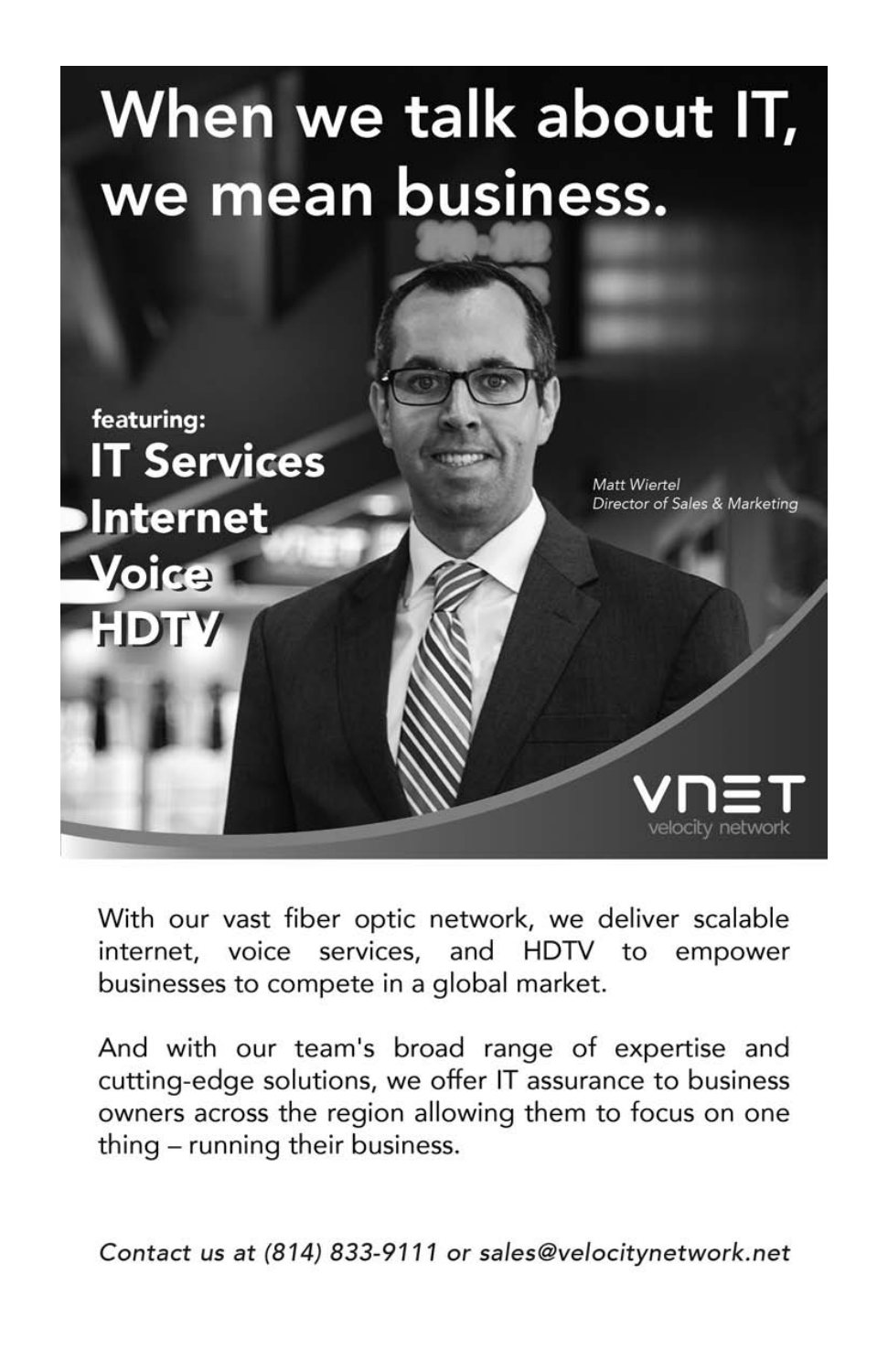# When we talk about IT, we mean business.

featuring:

**IT Services**
**Internet**
**Voice**
**HDTV**

*Matt Wiertel*
*Director of Sales & Marketing*

VNET
velocity network

With our vast fiber optic network, we deliver scalable internet, voice services, and HDTV to empower businesses to compete in a global market.

And with our team's broad range of expertise and cutting-edge solutions, we offer IT assurance to business owners across the region allowing them to focus on one thing – running their business.

*Contact us at (814) 833-9111 or sales@velocitynetwork.net*